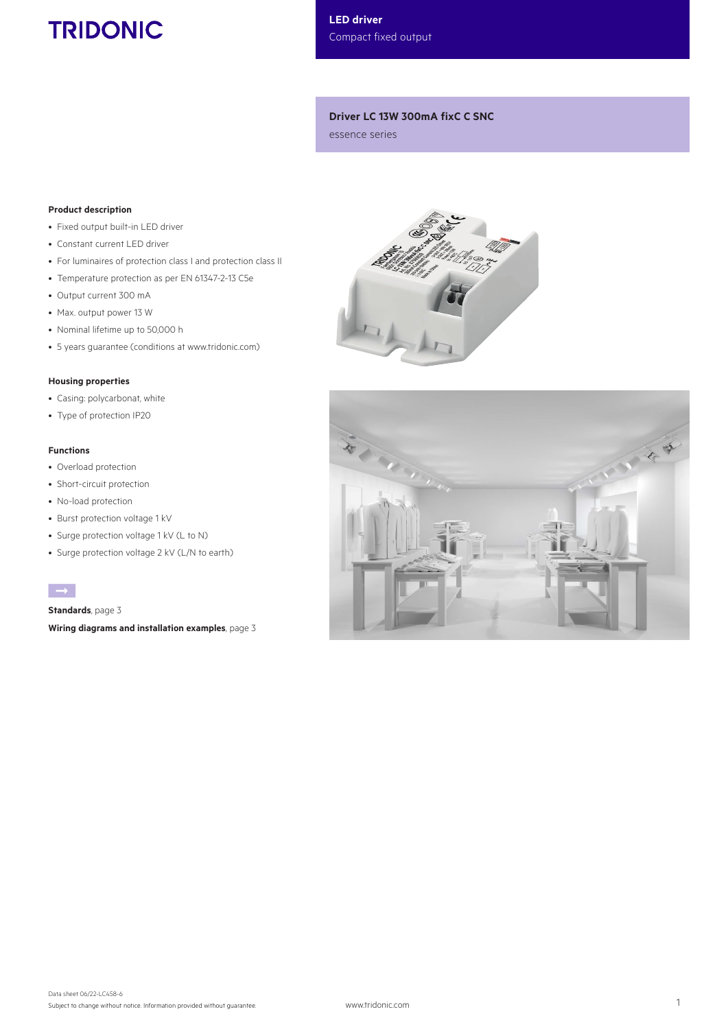# TRIDONIC

**LED driver**
Compact fixed output

## Driver LC 13W 300mA fixC C SNC

essence series

### Product description

- Fixed output built-in LED driver
- Constant current LED driver
- For luminaires of protection class I and protection class II
- Temperature protection as per EN 61347-2-13 C5e
- Output current 300 mA
- Max. output power 13 W
- Nominal lifetime up to 50,000 h
- 5 years guarantee (conditions at www.tridonic.com)

### Housing properties

- Casing: polycarbonat, white
- Type of protection IP20

### Functions

- Overload protection
- Short-circuit protection
- No-load protection
- Burst protection voltage 1 kV
- Surge protection voltage 1 kV (L to N)
- Surge protection voltage 2 kV (L/N to earth)

**Standards**, page 3

**Wiring diagrams and installation examples**, page 3

Data sheet 06/22-LC458-6
Subject to change without notice. Information provided without guarantee.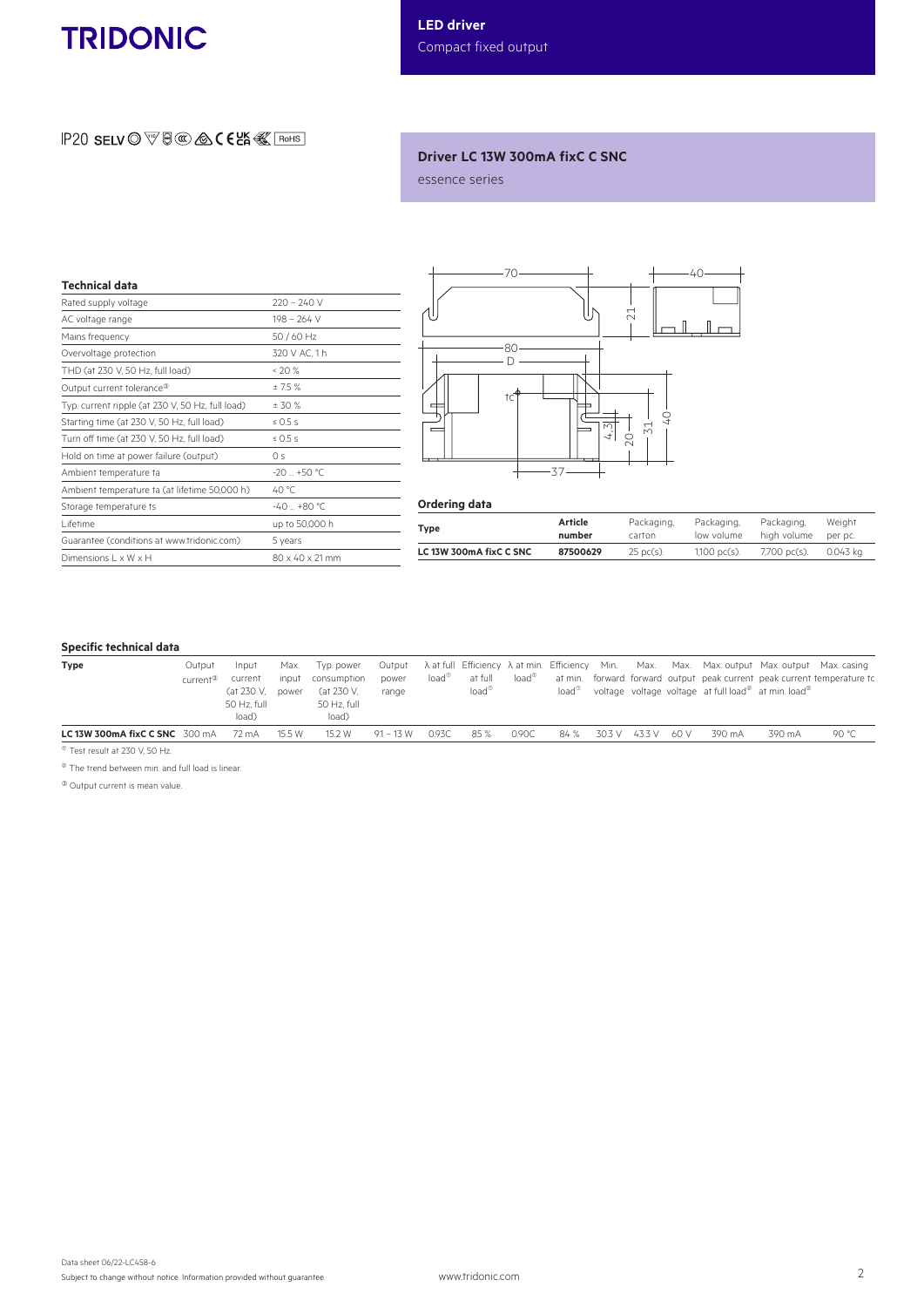IP20 SELV RoHS

## Driver LC 13W 300mA fixC C SNC

essence series

### Technical data

| | |
|---|---|
| Rated supply voltage | 220 – 240 V |
| AC voltage range | 198 – 264 V |
| Mains frequency | 50 / 60 Hz |
| Overvoltage protection | 320 V AC, 1 h |
| THD (at 230 V, 50 Hz, full load) | < 20 % |
| Output current tolerance[3] | ± 7.5 % |
| Typ. current ripple (at 230 V, 50 Hz, full load) | ± 30 % |
| Starting time (at 230 V, 50 Hz, full load) | ≤ 0.5 s |
| Turn off time (at 230 V, 50 Hz, full load) | ≤ 0.5 s |
| Hold on time at power failure (output) | 0 s |
| Ambient temperature ta | -20 ... +50 °C |
| Ambient temperature ta (at lifetime 50,000 h) | 40 °C |
| Storage temperature ts | -40 ... +80 °C |
| Lifetime | up to 50,000 h |
| Guarantee (conditions at www.tridonic.com) | 5 years |
| Dimensions L x W x H | 80 x 40 x 21 mm |

### Ordering data

| Type | Article number | Packaging, carton | Packaging, low volume | Packaging, high volume | Weight per pc. |
|---|---|---|---|---|---|
| **LC 13W 300mA fixC C SNC** | **87500629** | 25 pc(s). | 1,100 pc(s). | 7,700 pc(s). | 0.043 kg |

### Specific technical data

| Type | Output current[3] | Input current (at 230 V, 50 Hz, full load) | Max. input power | Typ. power consumption (at 230 V, 50 Hz, full load) | Output power range | λ at full load[1] | Efficiency at full load[1] | λ at min. load[1] | Efficiency at min. load[1] | Min. forward voltage | Max. forward voltage | Max. output voltage | Max. output peak current at full load[2] | Max. output peak current at min. load[2] | Max. casing temperature tc |
|---|---|---|---|---|---|---|---|---|---|---|---|---|---|---|---|
| **LC 13W 300mA fixC C SNC** | 300 mA | 72 mA | 15.5 W | 15.2 W | 9.1 – 13 W | 0.93C | 85 % | 0.90C | 84 % | 30.3 V | 43.3 V | 60 V | 390 mA | 390 mA | 90 °C |

[1] Test result at 230 V, 50 Hz.

[2] The trend between min. and full load is linear.

[3] Output current is mean value.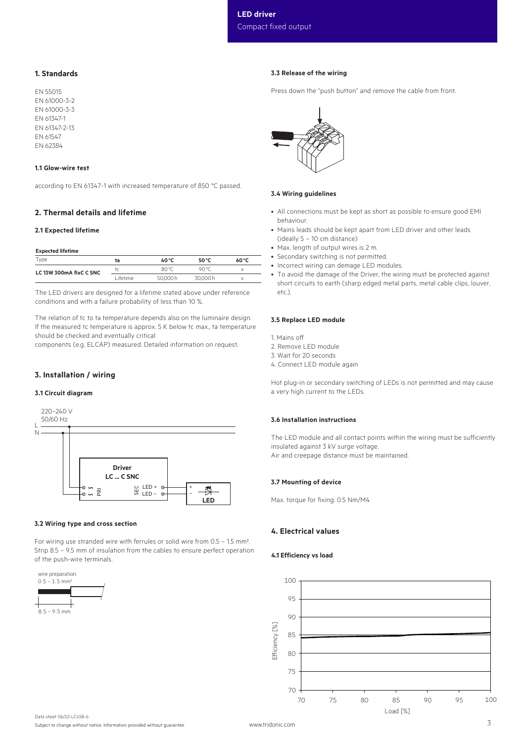## 1. Standards

EN 55015
EN 61000-3-2
EN 61000-3-3
EN 61347-1
EN 61347-2-13
EN 61547
EN 62384

### 1.1 Glow-wire test

according to EN 61347-1 with increased temperature of 850 °C passed.

## 2. Thermal details and lifetime

### 2.1 Expected lifetime

**Expected lifetime**

| Type | ta | 40 °C | 50 °C | 60 °C |
|---|---|---|---|---|
| LC 13W 300mA fixC C SNC | tc | 80 °C | 90 °C | x |
| | Lifetime | 50,000 h | 30,000 h | x |

The LED drivers are designed for a lifetime stated above under reference conditions and with a failure probability of less than 10 %.

The relation of tc to ta temperature depends also on the luminaire design. If the measured tc temperature is approx. 5 K below tc max., ta temperature should be checked and eventually critical
components (e.g. ELCAP) measured. Detailed information on request.

## 3. Installation / wiring

### 3.1 Circuit diagram

220–240 V
50/60 Hz

L
N

Driver
LC ... C SNC

PRI
SEC LED +
LED –

LED

### 3.2 Wiring type and cross section

For wiring use stranded wire with ferrules or solid wire from 0.5 – 1.5 mm². Strip 8.5 – 9.5 mm of insulation from the cables to ensure perfect operation of the push-wire terminals.

wire preparation:
0.5 – 1.5 mm²

8.5 – 9.5 mm

### 3.3 Release of the wiring

Press down the "push button" and remove the cable from front.

### 3.4 Wiring guidelines

- All connections must be kept as short as possible to ensure good EMI behaviour.
- Mains leads should be kept apart from LED driver and other leads (ideally 5 – 10 cm distance)
- Max. length of output wires is 2 m.
- Secondary switching is not permitted.
- Incorrect wiring can damage LED modules.
- To avoid the damage of the Driver, the wiring must be protected against short circuits to earth (sharp edged metal parts, metal cable clips, louver, etc.).

### 3.5 Replace LED module

1. Mains off
2. Remove LED module
3. Wait for 20 seconds
4. Connect LED module again

Hot plug-in or secondary switching of LEDs is not permitted and may cause a very high current to the LEDs.

### 3.6 Installation instructions

The LED module and all contact points within the wiring must be sufficiently insulated against 3 kV surge voltage.
Air and creepage distance must be maintained.

### 3.7 Mounting of device

Max. torque for fixing: 0.5 Nm/M4

## 4. Electrical values

### 4.1 Efficiency vs load

Efficiency [%]

Load [%]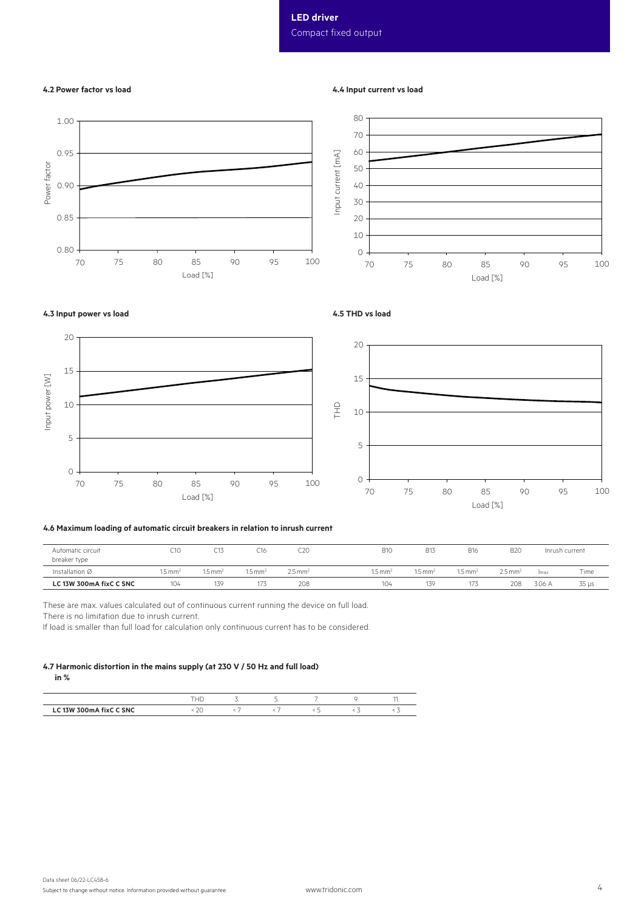### 4.2 Power factor vs load

### 4.4 Input current vs load

### 4.3 Input power vs load

### 4.5 THD vs load

### 4.6 Maximum loading of automatic circuit breakers in relation to inrush current

| Automatic circuit breaker type | C10 | C13 | C16 | C20 | B10 | B13 | B16 | B20 | Inrush current | |
|---|---|---|---|---|---|---|---|---|---|---|
| Installation Ø | 1.5 mm² | 1.5 mm² | 1.5 mm² | 2.5 mm² | 1.5 mm² | 1.5 mm² | 1.5 mm² | 2.5 mm² | $I_{max}$ | Time |
| **LC 13W 300mA fixC C SNC** | 104 | 139 | 173 | 208 | 104 | 139 | 173 | 208 | 3.06 A | 35 µs |

These are max. values calculated out of continuous current running the device on full load.
There is no limitation due to inrush current.
If load is smaller than full load for calculation only continuous current has to be considered.

### 4.7 Harmonic distortion in the mains supply (at 230 V / 50 Hz and full load) in %

| | THD | 3. | 5. | 7. | 9. | 11. |
|---|---|---|---|---|---|---|
| **LC 13W 300mA fixC C SNC** | < 20 | < 7 | < 7 | < 5 | < 3 | < 3 |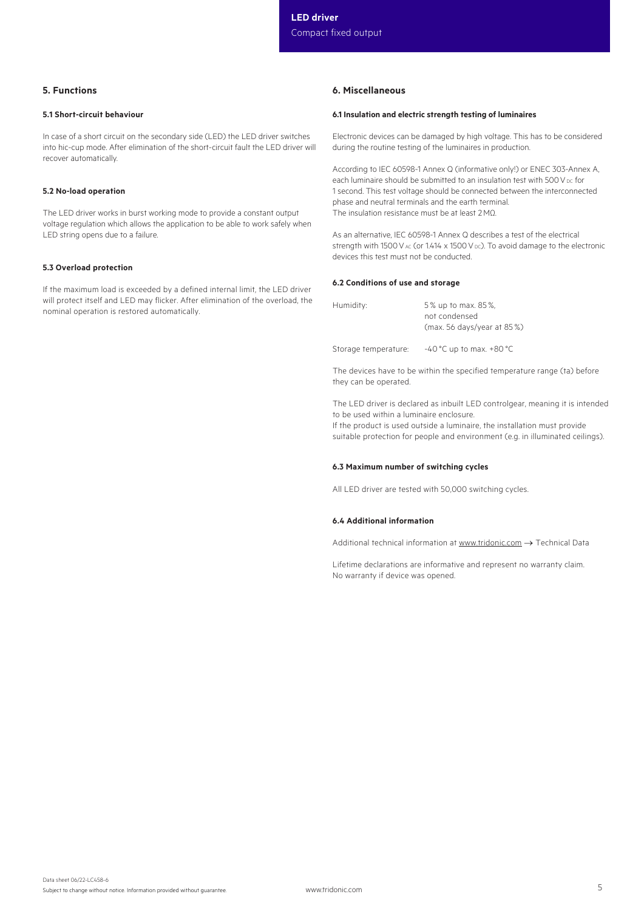## 5. Functions

### 5.1 Short-circuit behaviour

In case of a short circuit on the secondary side (LED) the LED driver switches into hic-cup mode. After elimination of the short-circuit fault the LED driver will recover automatically.

### 5.2 No-load operation

The LED driver works in burst working mode to provide a constant output voltage regulation which allows the application to be able to work safely when LED string opens due to a failure.

### 5.3 Overload protection

If the maximum load is exceeded by a defined internal limit, the LED driver will protect itself and LED may flicker. After elimination of the overload, the nominal operation is restored automatically.

## 6. Miscellaneous

### 6.1 Insulation and electric strength testing of luminaires

Electronic devices can be damaged by high voltage. This has to be considered during the routine testing of the luminaires in production.

According to IEC 60598-1 Annex Q (informative only!) or ENEC 303-Annex A, each luminaire should be submitted to an insulation test with 500 $V_{DC}$ for 1 second. This test voltage should be connected between the interconnected phase and neutral terminals and the earth terminal.
The insulation resistance must be at least 2 MΩ.

As an alternative, IEC 60598-1 Annex Q describes a test of the electrical strength with 1500 $V_{AC}$ (or 1.414 x 1500 $V_{DC}$). To avoid damage to the electronic devices this test must not be conducted.

### 6.2 Conditions of use and storage

| | |
|---|---|
| Humidity: | 5 % up to max. 85 %, not condensed (max. 56 days/year at 85 %) |
| Storage temperature: | -40 °C up to max. +80 °C |

The devices have to be within the specified temperature range (ta) before they can be operated.

The LED driver is declared as inbuilt LED controlgear, meaning it is intended to be used within a luminaire enclosure.
If the product is used outside a luminaire, the installation must provide suitable protection for people and environment (e.g. in illuminated ceilings).

### 6.3 Maximum number of switching cycles

All LED driver are tested with 50,000 switching cycles.

### 6.4 Additional information

Additional technical information at www.tridonic.com → Technical Data

Lifetime declarations are informative and represent no warranty claim.
No warranty if device was opened.